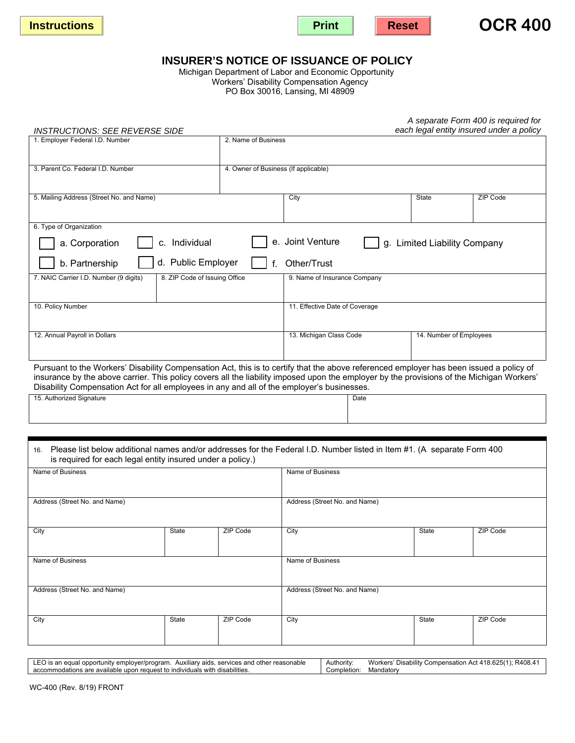Instructions | Print | Reset

# OCR 400

## INSURER'S NOTICE OF ISSUANCE OF POLICY

Michigan Department of Labor and Economic Opportunity
Workers' Disability Compensation Agency
PO Box 30016, Lansing, MI 48909

*INSTRUCTIONS: SEE REVERSE SIDE*

*A separate Form 400 is required for each legal entity insured under a policy*

| 1. Employer Federal I.D. Number | 2. Name of Business | | |
|---|---|---|---|
| 3. Parent Co. Federal I.D. Number | 4. Owner of Business (If applicable) | | |
| 5. Mailing Address (Street No. and Name) | City | State | ZIP Code |

6. Type of Organization

- ☐ a. Corporation
- ☐ b. Partnership
- ☐ c. Individual
- ☐ d. Public Employer
- ☐ e. Joint Venture
- ☐ f. Other/Trust
- ☐ g. Limited Liability Company

| 7. NAIC Carrier I.D. Number (9 digits) | 8. ZIP Code of Issuing Office | 9. Name of Insurance Company | |
|---|---|---|---|
| 10. Policy Number | | 11. Effective Date of Coverage | |
| 12. Annual Payroll in Dollars | | 13. Michigan Class Code | 14. Number of Employees |

Pursuant to the Workers' Disability Compensation Act, this is to certify that the above referenced employer has been issued a policy of insurance by the above carrier. This policy covers all the liability imposed upon the employer by the provisions of the Michigan Workers' Disability Compensation Act for all employees in any and all of the employer's businesses.

| 15. Authorized Signature | Date |
|---|---|
| | |

16. Please list below additional names and/or addresses for the Federal I.D. Number listed in Item #1. (A separate Form 400 is required for each legal entity insured under a policy.)

| Name of Business | | | Name of Business | | |
|---|---|---|---|---|---|
| Address (Street No. and Name) | | | Address (Street No. and Name) | | |
| City | State | ZIP Code | City | State | ZIP Code |
| Name of Business | | | Name of Business | | |
| Address (Street No. and Name) | | | Address (Street No. and Name) | | |
| City | State | ZIP Code | City | State | ZIP Code |

LEO is an equal opportunity employer/program. Auxiliary aids, services and other reasonable accommodations are available upon request to individuals with disabilities.

Authority: Workers' Disability Compensation Act 418.625(1); R408.41
Completion: Mandatory

WC-400 (Rev. 8/19) FRONT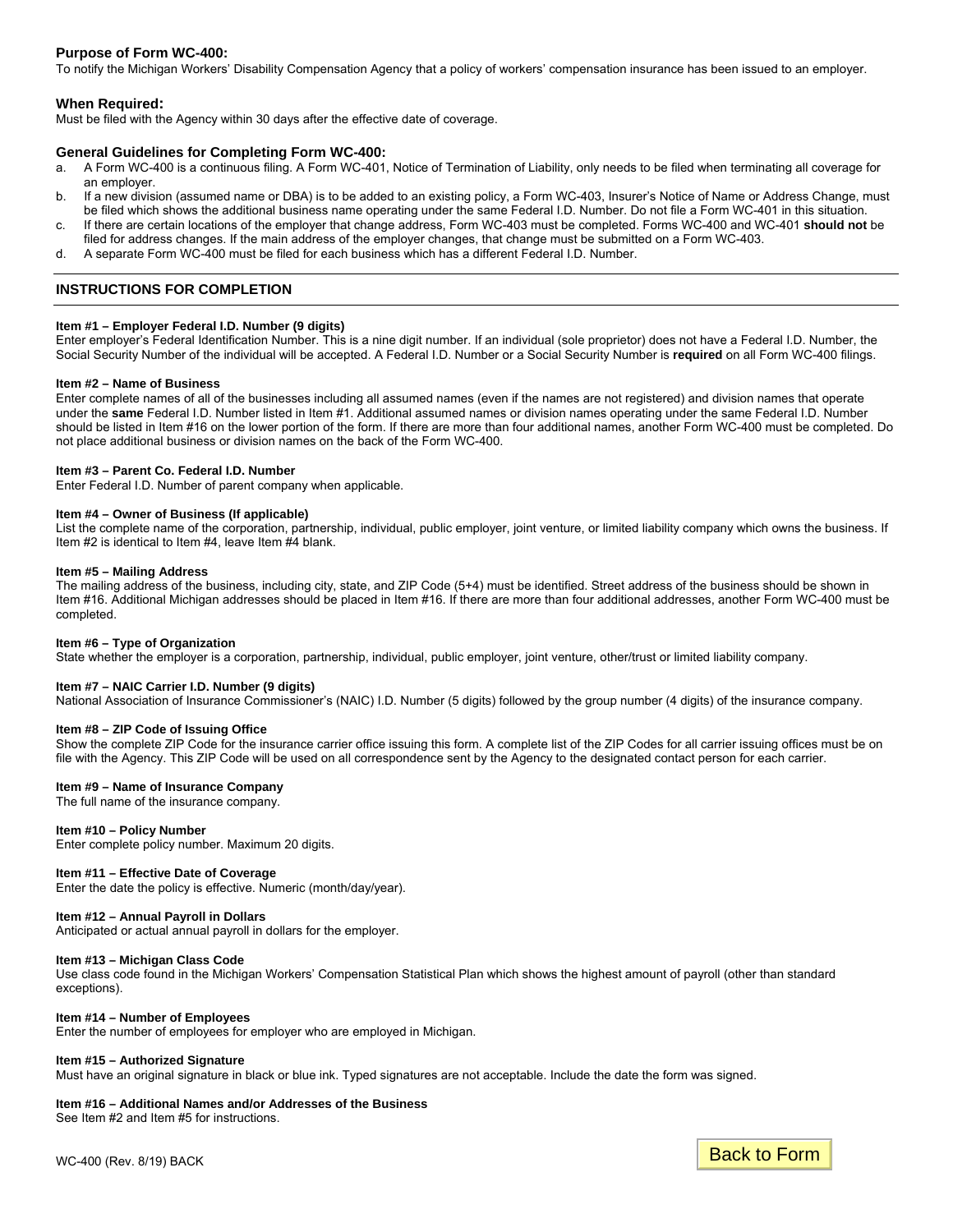### Purpose of Form WC-400:

To notify the Michigan Workers' Disability Compensation Agency that a policy of workers' compensation insurance has been issued to an employer.

### When Required:

Must be filed with the Agency within 30 days after the effective date of coverage.

### General Guidelines for Completing Form WC-400:

a. A Form WC-400 is a continuous filing. A Form WC-401, Notice of Termination of Liability, only needs to be filed when terminating all coverage for an employer.

b. If a new division (assumed name or DBA) is to be added to an existing policy, a Form WC-403, Insurer's Notice of Name or Address Change, must be filed which shows the additional business name operating under the same Federal I.D. Number. Do not file a Form WC-401 in this situation.

c. If there are certain locations of the employer that change address, Form WC-403 must be completed. Forms WC-400 and WC-401 **should not** be filed for address changes. If the main address of the employer changes, that change must be submitted on a Form WC-403.

d. A separate Form WC-400 must be filed for each business which has a different Federal I.D. Number.

## INSTRUCTIONS FOR COMPLETION

**Item #1 – Employer Federal I.D. Number (9 digits)**
Enter employer's Federal Identification Number. This is a nine digit number. If an individual (sole proprietor) does not have a Federal I.D. Number, the Social Security Number of the individual will be accepted. A Federal I.D. Number or a Social Security Number is **required** on all Form WC-400 filings.

**Item #2 – Name of Business**
Enter complete names of all of the businesses including all assumed names (even if the names are not registered) and division names that operate under the **same** Federal I.D. Number listed in Item #1. Additional assumed names or division names operating under the same Federal I.D. Number should be listed in Item #16 on the lower portion of the form. If there are more than four additional names, another Form WC-400 must be completed. Do not place additional business or division names on the back of the Form WC-400.

**Item #3 – Parent Co. Federal I.D. Number**
Enter Federal I.D. Number of parent company when applicable.

**Item #4 – Owner of Business (If applicable)**
List the complete name of the corporation, partnership, individual, public employer, joint venture, or limited liability company which owns the business. If Item #2 is identical to Item #4, leave Item #4 blank.

**Item #5 – Mailing Address**
The mailing address of the business, including city, state, and ZIP Code (5+4) must be identified. Street address of the business should be shown in Item #16. Additional Michigan addresses should be placed in Item #16. If there are more than four additional addresses, another Form WC-400 must be completed.

**Item #6 – Type of Organization**
State whether the employer is a corporation, partnership, individual, public employer, joint venture, other/trust or limited liability company.

**Item #7 – NAIC Carrier I.D. Number (9 digits)**
National Association of Insurance Commissioner's (NAIC) I.D. Number (5 digits) followed by the group number (4 digits) of the insurance company.

**Item #8 – ZIP Code of Issuing Office**
Show the complete ZIP Code for the insurance carrier office issuing this form. A complete list of the ZIP Codes for all carrier issuing offices must be on file with the Agency. This ZIP Code will be used on all correspondence sent by the Agency to the designated contact person for each carrier.

**Item #9 – Name of Insurance Company**
The full name of the insurance company.

**Item #10 – Policy Number**
Enter complete policy number. Maximum 20 digits.

**Item #11 – Effective Date of Coverage**
Enter the date the policy is effective. Numeric (month/day/year).

**Item #12 – Annual Payroll in Dollars**
Anticipated or actual annual payroll in dollars for the employer.

**Item #13 – Michigan Class Code**
Use class code found in the Michigan Workers' Compensation Statistical Plan which shows the highest amount of payroll (other than standard exceptions).

**Item #14 – Number of Employees**
Enter the number of employees for employer who are employed in Michigan.

**Item #15 – Authorized Signature**
Must have an original signature in black or blue ink. Typed signatures are not acceptable. Include the date the form was signed.

**Item #16 – Additional Names and/or Addresses of the Business**
See Item #2 and Item #5 for instructions.

WC-400 (Rev. 8/19) BACK

Back to Form